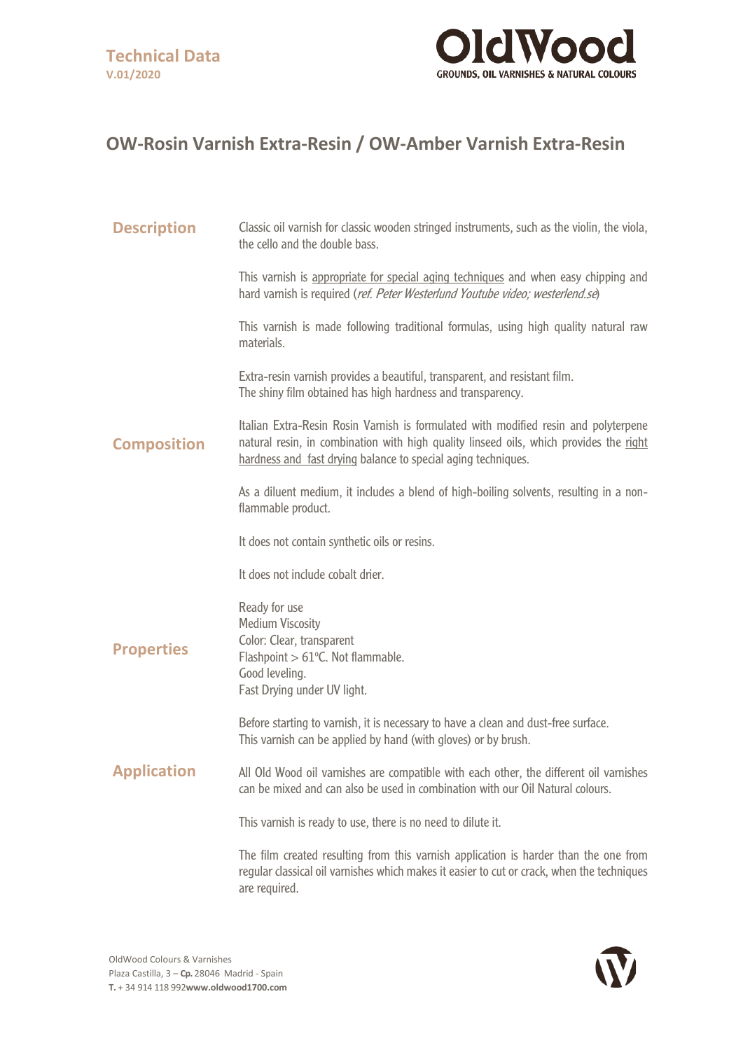Technical Data
V.01/2020

# OW-Rosin Varnish Extra-Resin / OW-Amber Varnish Extra-Resin

## Description

Classic oil varnish for classic wooden stringed instruments, such as the violin, the viola, the cello and the double bass.

This varnish is appropriate for special aging techniques and when easy chipping and hard varnish is required (*ref. Peter Westerlund Youtube video; westerlend.se*)

This varnish is made following traditional formulas, using high quality natural raw materials.

Extra-resin varnish provides a beautiful, transparent, and resistant film.
The shiny film obtained has high hardness and transparency.

## Composition

Italian Extra-Resin Rosin Varnish is formulated with modified resin and polyterpene natural resin, in combination with high quality linseed oils, which provides the right hardness and fast drying balance to special aging techniques.

As a diluent medium, it includes a blend of high-boiling solvents, resulting in a non-flammable product.

It does not contain synthetic oils or resins.

It does not include cobalt drier.

## Properties

Ready for use
Medium Viscosity
Color: Clear, transparent
Flashpoint > 61ºC. Not flammable.
Good leveling.
Fast Drying under UV light.

## Application

Before starting to varnish, it is necessary to have a clean and dust-free surface.
This varnish can be applied by hand (with gloves) or by brush.

All Old Wood oil varnishes are compatible with each other, the different oil varnishes can be mixed and can also be used in combination with our Oil Natural colours.

This varnish is ready to use, there is no need to dilute it.

The film created resulting from this varnish application is harder than the one from regular classical oil varnishes which makes it easier to cut or crack, when the techniques are required.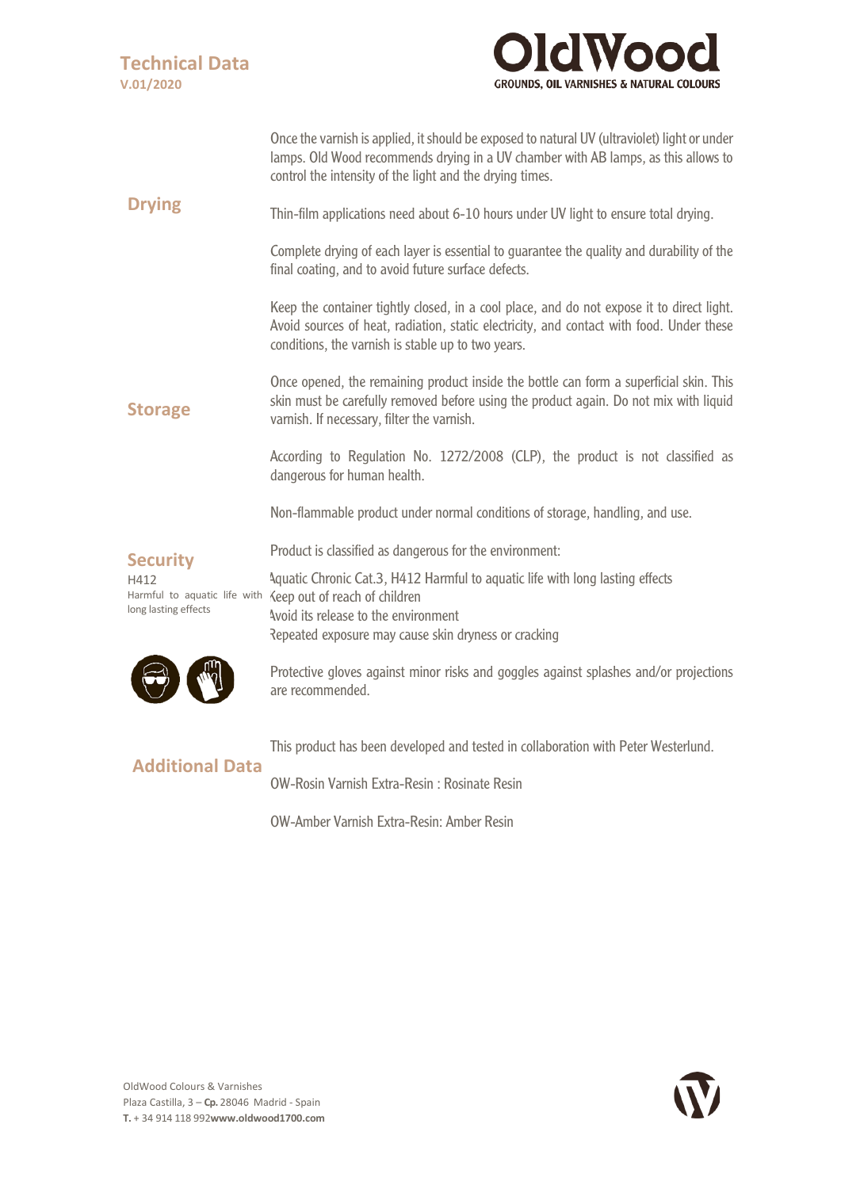## Technical Data
V.01/2020

### Drying

Once the varnish is applied, it should be exposed to natural UV (ultraviolet) light or under lamps. Old Wood recommends drying in a UV chamber with AB lamps, as this allows to control the intensity of the light and the drying times.

Thin-film applications need about 6-10 hours under UV light to ensure total drying.

Complete drying of each layer is essential to guarantee the quality and durability of the final coating, and to avoid future surface defects.

### Storage

Keep the container tightly closed, in a cool place, and do not expose it to direct light. Avoid sources of heat, radiation, static electricity, and contact with food. Under these conditions, the varnish is stable up to two years.

Once opened, the remaining product inside the bottle can form a superficial skin. This skin must be carefully removed before using the product again. Do not mix with liquid varnish. If necessary, filter the varnish.

### Security

H412
Harmful to aquatic life with long lasting effects

According to Regulation No. 1272/2008 (CLP), the product is not classified as dangerous for human health.

Non-flammable product under normal conditions of storage, handling, and use.

Product is classified as dangerous for the environment:

Aquatic Chronic Cat.3, H412 Harmful to aquatic life with long lasting effects
Keep out of reach of children
Avoid its release to the environment
Repeated exposure may cause skin dryness or cracking

Protective gloves against minor risks and goggles against splashes and/or projections are recommended.

### Additional Data

This product has been developed and tested in collaboration with Peter Westerlund.

OW-Rosin Varnish Extra-Resin : Rosinate Resin

OW-Amber Varnish Extra-Resin: Amber Resin

OldWood Colours & Varnishes
Plaza Castilla, 3 – **Cp.** 28046 Madrid - Spain
**T.** + 34 914 118 992**www.oldwood1700.com**